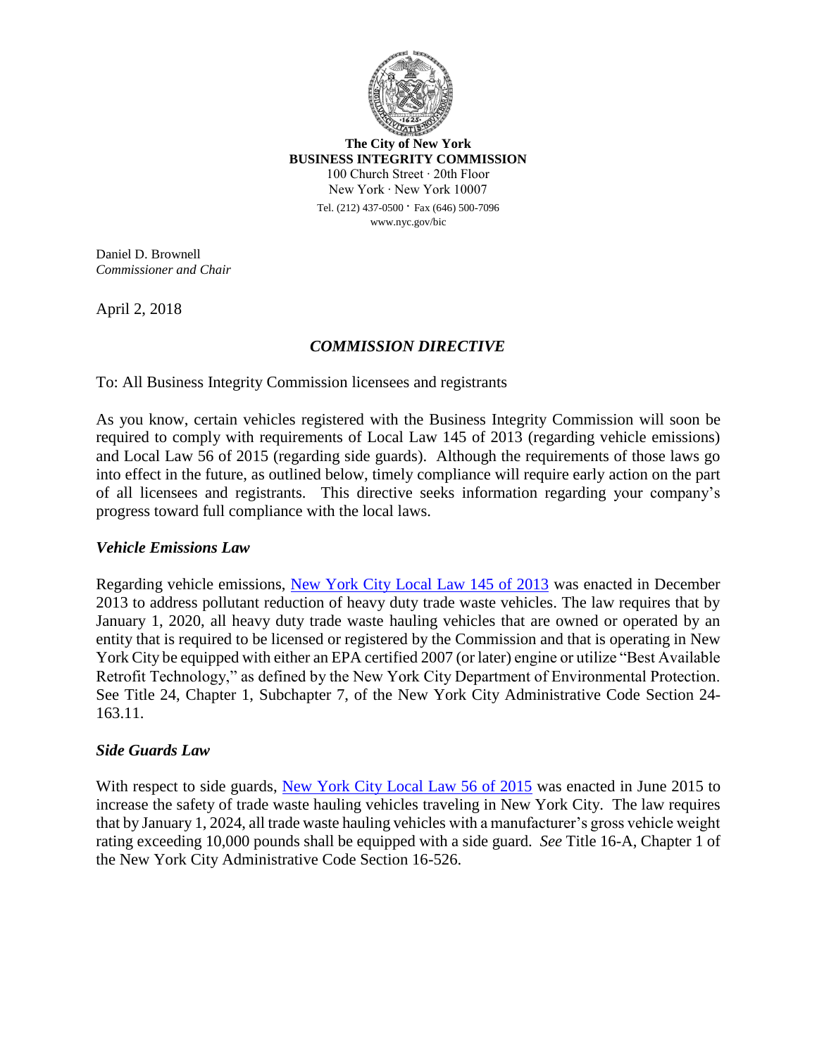**The City of New York**
**BUSINESS INTEGRITY COMMISSION**
100 Church Street · 20th Floor
New York · New York 10007
Tel. (212) 437-0500 · Fax (646) 500-7096
www.nyc.gov/bic

Daniel D. Brownell
*Commissioner and Chair*

April 2, 2018

## *COMMISSION DIRECTIVE*

To: All Business Integrity Commission licensees and registrants

As you know, certain vehicles registered with the Business Integrity Commission will soon be required to comply with requirements of Local Law 145 of 2013 (regarding vehicle emissions) and Local Law 56 of 2015 (regarding side guards). Although the requirements of those laws go into effect in the future, as outlined below, timely compliance will require early action on the part of all licensees and registrants. This directive seeks information regarding your company's progress toward full compliance with the local laws.

### *Vehicle Emissions Law*

Regarding vehicle emissions, New York City Local Law 145 of 2013 was enacted in December 2013 to address pollutant reduction of heavy duty trade waste vehicles. The law requires that by January 1, 2020, all heavy duty trade waste hauling vehicles that are owned or operated by an entity that is required to be licensed or registered by the Commission and that is operating in New York City be equipped with either an EPA certified 2007 (or later) engine or utilize "Best Available Retrofit Technology," as defined by the New York City Department of Environmental Protection. See Title 24, Chapter 1, Subchapter 7, of the New York City Administrative Code Section 24-163.11.

### *Side Guards Law*

With respect to side guards, New York City Local Law 56 of 2015 was enacted in June 2015 to increase the safety of trade waste hauling vehicles traveling in New York City. The law requires that by January 1, 2024, all trade waste hauling vehicles with a manufacturer's gross vehicle weight rating exceeding 10,000 pounds shall be equipped with a side guard. *See* Title 16-A, Chapter 1 of the New York City Administrative Code Section 16-526.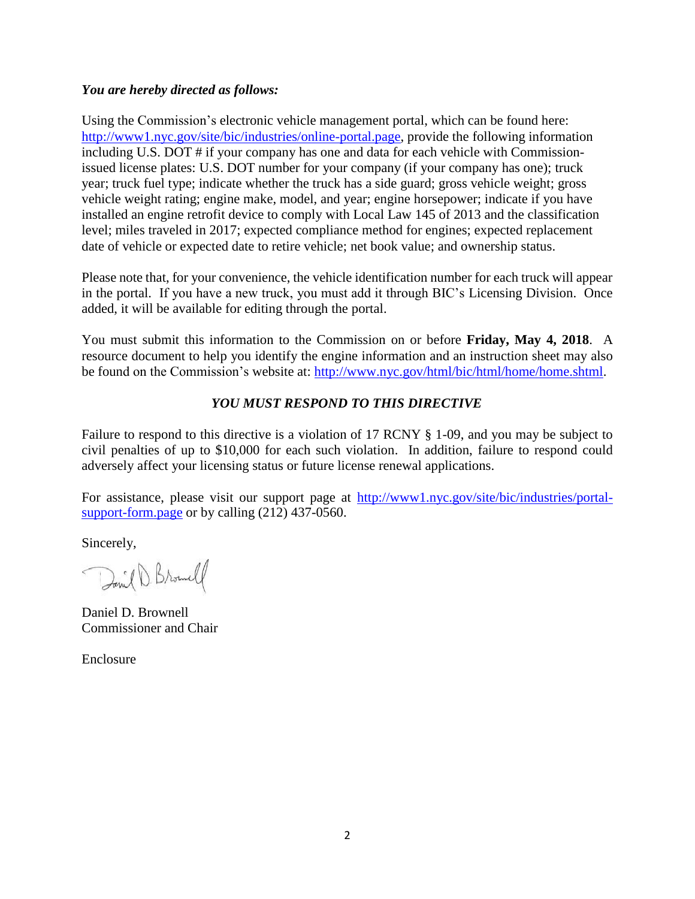***You are hereby directed as follows:***

Using the Commission's electronic vehicle management portal, which can be found here: [http://www1.nyc.gov/site/bic/industries/online-portal.page](http://www1.nyc.gov/site/bic/industries/online-portal.page), provide the following information including U.S. DOT # if your company has one and data for each vehicle with Commission-issued license plates: U.S. DOT number for your company (if your company has one); truck year; truck fuel type; indicate whether the truck has a side guard; gross vehicle weight; gross vehicle weight rating; engine make, model, and year; engine horsepower; indicate if you have installed an engine retrofit device to comply with Local Law 145 of 2013 and the classification level; miles traveled in 2017; expected compliance method for engines; expected replacement date of vehicle or expected date to retire vehicle; net book value; and ownership status.

Please note that, for your convenience, the vehicle identification number for each truck will appear in the portal. If you have a new truck, you must add it through BIC's Licensing Division. Once added, it will be available for editing through the portal.

You must submit this information to the Commission on or before **Friday, May 4, 2018**. A resource document to help you identify the engine information and an instruction sheet may also be found on the Commission's website at: [http://www.nyc.gov/html/bic/html/home/home.shtml](http://www.nyc.gov/html/bic/html/home/home.shtml).

***YOU MUST RESPOND TO THIS DIRECTIVE***

Failure to respond to this directive is a violation of 17 RCNY § 1-09, and you may be subject to civil penalties of up to $10,000 for each such violation. In addition, failure to respond could adversely affect your licensing status or future license renewal applications.

For assistance, please visit our support page at [http://www1.nyc.gov/site/bic/industries/portal-support-form.page](http://www1.nyc.gov/site/bic/industries/portal-support-form.page) or by calling (212) 437-0560.

Sincerely,

Daniel D. Brownell
Commissioner and Chair

Enclosure